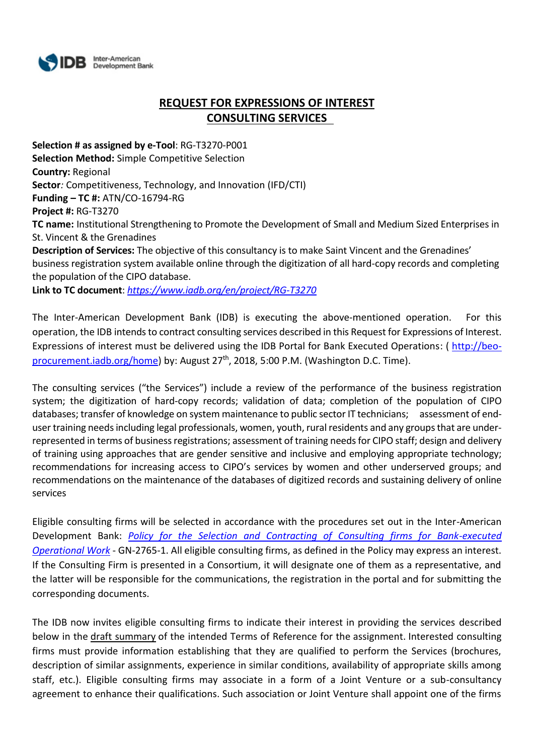# REQUEST FOR EXPRESSIONS OF INTEREST
## CONSULTING SERVICES

**Selection # as assigned by e-Tool**: RG-T3270-P001
**Selection Method:** Simple Competitive Selection
**Country:** Regional
**Sector***:* Competitiveness, Technology, and Innovation (IFD/CTI)
**Funding – TC #:** ATN/CO-16794-RG
**Project #:** RG-T3270
**TC name:** Institutional Strengthening to Promote the Development of Small and Medium Sized Enterprises in St. Vincent & the Grenadines
**Description of Services:** The objective of this consultancy is to make Saint Vincent and the Grenadines' business registration system available online through the digitization of all hard-copy records and completing the population of the CIPO database.
**Link to TC document**: *https://www.iadb.org/en/project/RG-T3270*

The Inter-American Development Bank (IDB) is executing the above-mentioned operation. For this operation, the IDB intends to contract consulting services described in this Request for Expressions of Interest. Expressions of interest must be delivered using the IDB Portal for Bank Executed Operations: ( http://beo-procurement.iadb.org/home) by: August 27th, 2018, 5:00 P.M. (Washington D.C. Time).

The consulting services ("the Services") include a review of the performance of the business registration system; the digitization of hard-copy records; validation of data; completion of the population of CIPO databases; transfer of knowledge on system maintenance to public sector IT technicians; assessment of end-user training needs including legal professionals, women, youth, rural residents and any groups that are under-represented in terms of business registrations; assessment of training needs for CIPO staff; design and delivery of training using approaches that are gender sensitive and inclusive and employing appropriate technology; recommendations for increasing access to CIPO's services by women and other underserved groups; and recommendations on the maintenance of the databases of digitized records and sustaining delivery of online services

Eligible consulting firms will be selected in accordance with the procedures set out in the Inter-American Development Bank: *Policy for the Selection and Contracting of Consulting firms for Bank-executed Operational Work* - GN-2765-1. All eligible consulting firms, as defined in the Policy may express an interest. If the Consulting Firm is presented in a Consortium, it will designate one of them as a representative, and the latter will be responsible for the communications, the registration in the portal and for submitting the corresponding documents.

The IDB now invites eligible consulting firms to indicate their interest in providing the services described below in the draft summary of the intended Terms of Reference for the assignment. Interested consulting firms must provide information establishing that they are qualified to perform the Services (brochures, description of similar assignments, experience in similar conditions, availability of appropriate skills among staff, etc.). Eligible consulting firms may associate in a form of a Joint Venture or a sub-consultancy agreement to enhance their qualifications. Such association or Joint Venture shall appoint one of the firms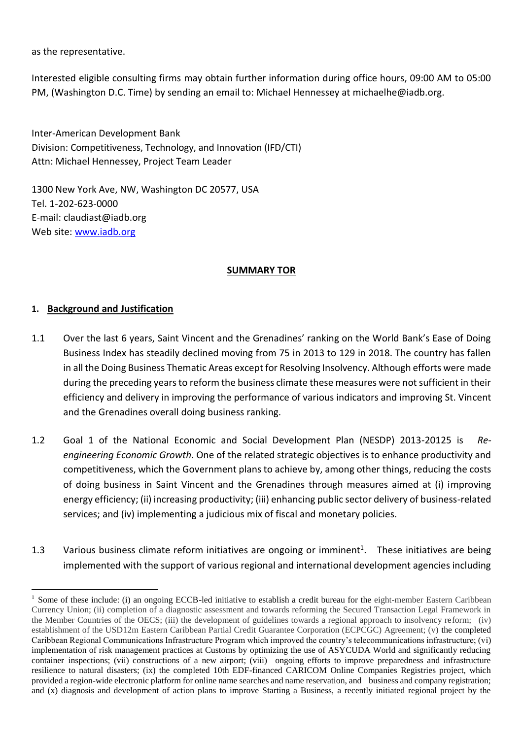as the representative.

Interested eligible consulting firms may obtain further information during office hours, 09:00 AM to 05:00 PM, (Washington D.C. Time) by sending an email to: Michael Hennessey at michaelhe@iadb.org.

Inter-American Development Bank
Division: Competitiveness, Technology, and Innovation (IFD/CTI)
Attn: Michael Hennessey, Project Team Leader

1300 New York Ave, NW, Washington DC 20577, USA
Tel. 1-202-623-0000
E-mail: claudiast@iadb.org
Web site: www.iadb.org

## SUMMARY TOR

### 1. Background and Justification

1.1 Over the last 6 years, Saint Vincent and the Grenadines' ranking on the World Bank's Ease of Doing Business Index has steadily declined moving from 75 in 2013 to 129 in 2018. The country has fallen in all the Doing Business Thematic Areas except for Resolving Insolvency. Although efforts were made during the preceding years to reform the business climate these measures were not sufficient in their efficiency and delivery in improving the performance of various indicators and improving St. Vincent and the Grenadines overall doing business ranking.

1.2 Goal 1 of the National Economic and Social Development Plan (NESDP) 2013-20125 is *Re-engineering Economic Growth*. One of the related strategic objectives is to enhance productivity and competitiveness, which the Government plans to achieve by, among other things, reducing the costs of doing business in Saint Vincent and the Grenadines through measures aimed at (i) improving energy efficiency; (ii) increasing productivity; (iii) enhancing public sector delivery of business-related services; and (iv) implementing a judicious mix of fiscal and monetary policies.

1.3 Various business climate reform initiatives are ongoing or imminent[1]. These initiatives are being implemented with the support of various regional and international development agencies including

[1] Some of these include: (i) an ongoing ECCB-led initiative to establish a credit bureau for the eight-member Eastern Caribbean Currency Union; (ii) completion of a diagnostic assessment and towards reforming the Secured Transaction Legal Framework in the Member Countries of the OECS; (iii) the development of guidelines towards a regional approach to insolvency reform; (iv) establishment of the USD12m Eastern Caribbean Partial Credit Guarantee Corporation (ECPCGC) Agreement; (v) the completed Caribbean Regional Communications Infrastructure Program which improved the country's telecommunications infrastructure; (vi) implementation of risk management practices at Customs by optimizing the use of ASYCUDA World and significantly reducing container inspections; (vii) constructions of a new airport; (viii) ongoing efforts to improve preparedness and infrastructure resilience to natural disasters; (ix) the completed 10th EDF-financed CARICOM Online Companies Registries project, which provided a region-wide electronic platform for online name searches and name reservation, and business and company registration; and (x) diagnosis and development of action plans to improve Starting a Business, a recently initiated regional project by the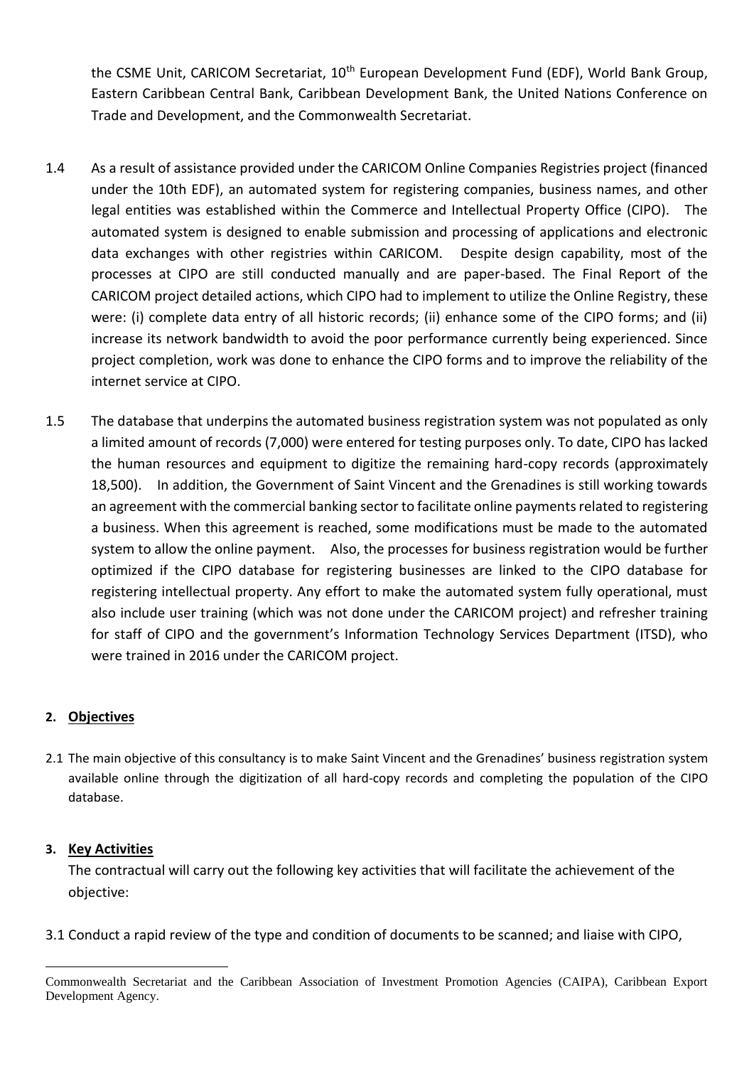the CSME Unit, CARICOM Secretariat, 10th European Development Fund (EDF), World Bank Group, Eastern Caribbean Central Bank, Caribbean Development Bank, the United Nations Conference on Trade and Development, and the Commonwealth Secretariat.

1.4 As a result of assistance provided under the CARICOM Online Companies Registries project (financed under the 10th EDF), an automated system for registering companies, business names, and other legal entities was established within the Commerce and Intellectual Property Office (CIPO). The automated system is designed to enable submission and processing of applications and electronic data exchanges with other registries within CARICOM. Despite design capability, most of the processes at CIPO are still conducted manually and are paper-based. The Final Report of the CARICOM project detailed actions, which CIPO had to implement to utilize the Online Registry, these were: (i) complete data entry of all historic records; (ii) enhance some of the CIPO forms; and (ii) increase its network bandwidth to avoid the poor performance currently being experienced. Since project completion, work was done to enhance the CIPO forms and to improve the reliability of the internet service at CIPO.

1.5 The database that underpins the automated business registration system was not populated as only a limited amount of records (7,000) were entered for testing purposes only. To date, CIPO has lacked the human resources and equipment to digitize the remaining hard-copy records (approximately 18,500). In addition, the Government of Saint Vincent and the Grenadines is still working towards an agreement with the commercial banking sector to facilitate online payments related to registering a business. When this agreement is reached, some modifications must be made to the automated system to allow the online payment. Also, the processes for business registration would be further optimized if the CIPO database for registering businesses are linked to the CIPO database for registering intellectual property. Any effort to make the automated system fully operational, must also include user training (which was not done under the CARICOM project) and refresher training for staff of CIPO and the government's Information Technology Services Department (ITSD), who were trained in 2016 under the CARICOM project.

## 2. Objectives

2.1 The main objective of this consultancy is to make Saint Vincent and the Grenadines' business registration system available online through the digitization of all hard-copy records and completing the population of the CIPO database.

## 3. Key Activities

The contractual will carry out the following key activities that will facilitate the achievement of the objective:

3.1 Conduct a rapid review of the type and condition of documents to be scanned; and liaise with CIPO,

---

Commonwealth Secretariat and the Caribbean Association of Investment Promotion Agencies (CAIPA), Caribbean Export Development Agency.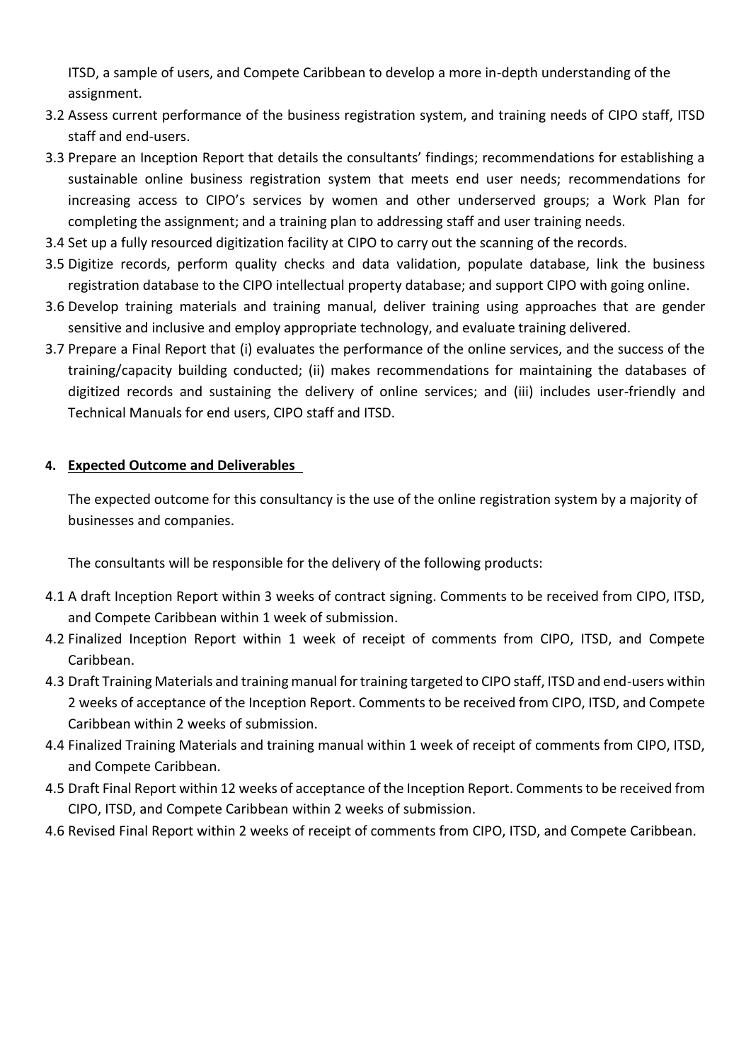ITSD, a sample of users, and Compete Caribbean to develop a more in-depth understanding of the assignment.

3.2 Assess current performance of the business registration system, and training needs of CIPO staff, ITSD staff and end-users.

3.3 Prepare an Inception Report that details the consultants' findings; recommendations for establishing a sustainable online business registration system that meets end user needs; recommendations for increasing access to CIPO's services by women and other underserved groups; a Work Plan for completing the assignment; and a training plan to addressing staff and user training needs.

3.4 Set up a fully resourced digitization facility at CIPO to carry out the scanning of the records.

3.5 Digitize records, perform quality checks and data validation, populate database, link the business registration database to the CIPO intellectual property database; and support CIPO with going online.

3.6 Develop training materials and training manual, deliver training using approaches that are gender sensitive and inclusive and employ appropriate technology, and evaluate training delivered.

3.7 Prepare a Final Report that (i) evaluates the performance of the online services, and the success of the training/capacity building conducted; (ii) makes recommendations for maintaining the databases of digitized records and sustaining the delivery of online services; and (iii) includes user-friendly and Technical Manuals for end users, CIPO staff and ITSD.

## 4. Expected Outcome and Deliverables

The expected outcome for this consultancy is the use of the online registration system by a majority of businesses and companies.

The consultants will be responsible for the delivery of the following products:

4.1 A draft Inception Report within 3 weeks of contract signing. Comments to be received from CIPO, ITSD, and Compete Caribbean within 1 week of submission.

4.2 Finalized Inception Report within 1 week of receipt of comments from CIPO, ITSD, and Compete Caribbean.

4.3 Draft Training Materials and training manual for training targeted to CIPO staff, ITSD and end-users within 2 weeks of acceptance of the Inception Report. Comments to be received from CIPO, ITSD, and Compete Caribbean within 2 weeks of submission.

4.4 Finalized Training Materials and training manual within 1 week of receipt of comments from CIPO, ITSD, and Compete Caribbean.

4.5 Draft Final Report within 12 weeks of acceptance of the Inception Report. Comments to be received from CIPO, ITSD, and Compete Caribbean within 2 weeks of submission.

4.6 Revised Final Report within 2 weeks of receipt of comments from CIPO, ITSD, and Compete Caribbean.